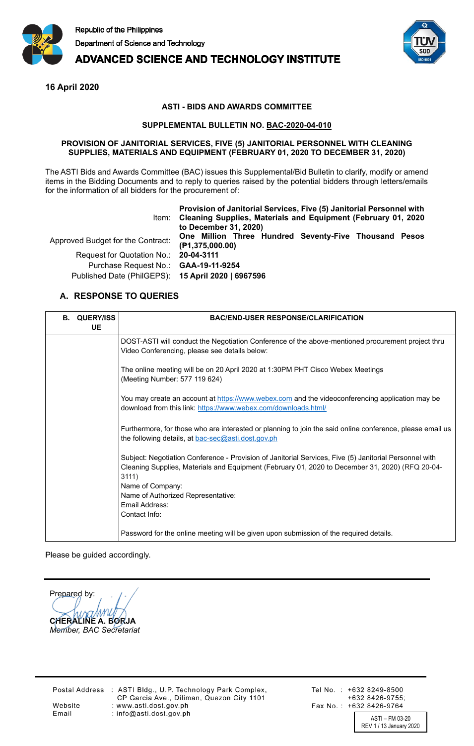Republic of the Philippines
Department of Science and Technology
**ADVANCED SCIENCE AND TECHNOLOGY INSTITUTE**

**16 April 2020**

**ASTI - BIDS AND AWARDS COMMITTEE**

**SUPPLEMENTAL BULLETIN NO. BAC-2020-04-010**

**PROVISION OF JANITORIAL SERVICES, FIVE (5) JANITORIAL PERSONNEL WITH CLEANING SUPPLIES, MATERIALS AND EQUIPMENT (FEBRUARY 01, 2020 TO DECEMBER 31, 2020)**

The ASTI Bids and Awards Committee (BAC) issues this Supplemental/Bid Bulletin to clarify, modify or amend items in the Bidding Documents and to reply to queries raised by the potential bidders through letters/emails for the information of all bidders for the procurement of:

| | |
|---|---|
| Item: | **Provision of Janitorial Services, Five (5) Janitorial Personnel with Cleaning Supplies, Materials and Equipment (February 01, 2020 to December 31, 2020)** |
| Approved Budget for the Contract: | **One Million Three Hundred Seventy-Five Thousand Pesos (₱1,375,000.00)** |
| Request for Quotation No.: | **20-04-3111** |
| Purchase Request No.: | **GAA-19-11-9254** |
| Published Date (PhilGEPS): | **15 April 2020 \| 6967596** |

## A. RESPONSE TO QUERIES

| B. QUERY/ISSUE | BAC/END-USER RESPONSE/CLARIFICATION |
|---|---|
| | DOST-ASTI will conduct the Negotiation Conference of the above-mentioned procurement project thru Video Conferencing, please see details below:<br><br>The online meeting will be on 20 April 2020 at 1:30PM PHT Cisco Webex Meetings (Meeting Number: 577 119 624)<br><br>You may create an account at https://www.webex.com and the videoconferencing application may be download from this link: https://www.webex.com/downloads.html/<br><br>Furthermore, for those who are interested or planning to join the said online conference, please email us the following details, at bac-sec@asti.dost.gov.ph<br><br>Subject: Negotiation Conference - Provision of Janitorial Services, Five (5) Janitorial Personnel with Cleaning Supplies, Materials and Equipment (February 01, 2020 to December 31, 2020) (RFQ 20-04-3111)<br>Name of Company:<br>Name of Authorized Representative:<br>Email Address:<br>Contact Info:<br><br>Password for the online meeting will be given upon submission of the required details. |

Please be guided accordingly.

Prepared by:

**CHERALINE A. BORJA**
*Member, BAC Secretariat*

Postal Address : ASTI Bldg., U.P. Technology Park Complex, CP Garcia Ave., Diliman, Quezon City 1101
Website : www.asti.dost.gov.ph
Email : info@asti.dost.gov.ph
Tel No. : +632 8249-8500, +632 8426-9755;
Fax No. : +632 8426-9764

ASTI – FM 03-20
REV 1 / 13 January 2020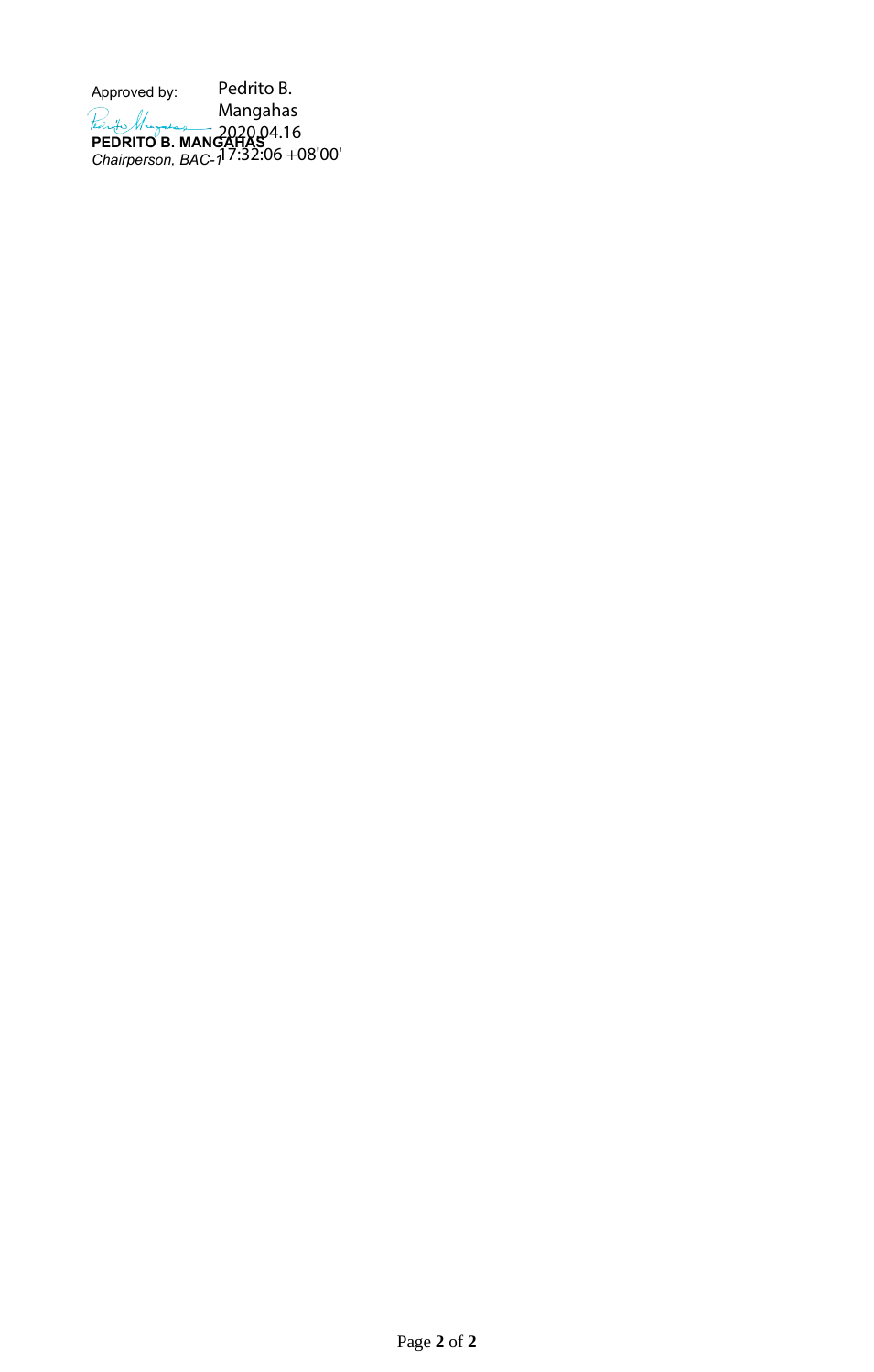Approved by:

Pedrito B. Mangahas
2020.04.16
17:32:06 +08'00'

**PEDRITO B. MANGAHAS**
*Chairperson, BAC-1*